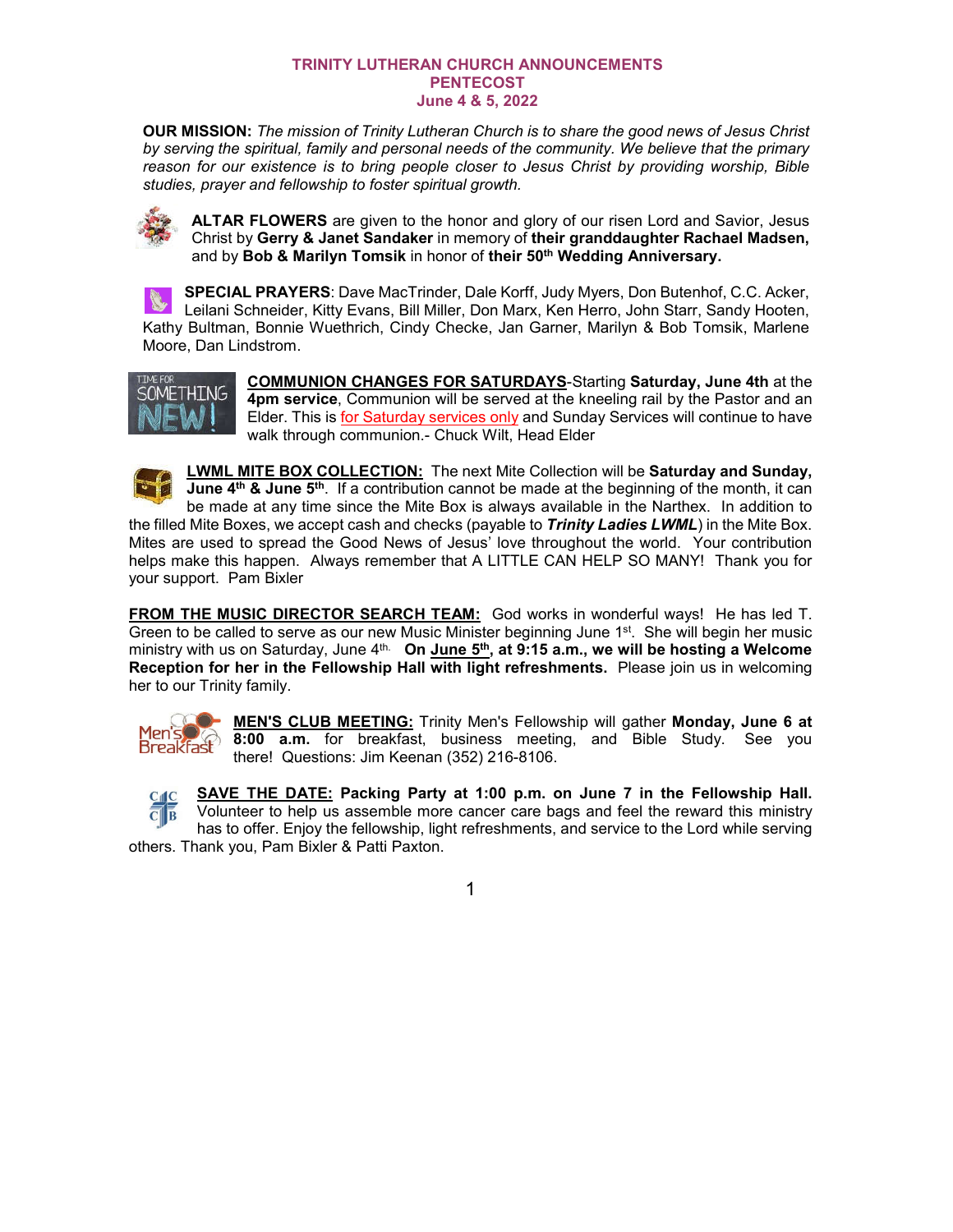# TRINITY LUTHERAN CHURCH ANNOUNCEMENTS
## PENTECOST
## June 4 & 5, 2022

**OUR MISSION:** *The mission of Trinity Lutheran Church is to share the good news of Jesus Christ by serving the spiritual, family and personal needs of the community. We believe that the primary reason for our existence is to bring people closer to Jesus Christ by providing worship, Bible studies, prayer and fellowship to foster spiritual growth.*

**ALTAR FLOWERS** are given to the honor and glory of our risen Lord and Savior, Jesus Christ by **Gerry & Janet Sandaker** in memory of **their granddaughter Rachael Madsen,** and by **Bob & Marilyn Tomsik** in honor of **their 50th Wedding Anniversary.**

**SPECIAL PRAYERS**: Dave MacTrinder, Dale Korff, Judy Myers, Don Butenhof, C.C. Acker, Leilani Schneider, Kitty Evans, Bill Miller, Don Marx, Ken Herro, John Starr, Sandy Hooten, Kathy Bultman, Bonnie Wuethrich, Cindy Checke, Jan Garner, Marilyn & Bob Tomsik, Marlene Moore, Dan Lindstrom.

**COMMUNION CHANGES FOR SATURDAYS**-Starting **Saturday, June 4th** at the **4pm service**, Communion will be served at the kneeling rail by the Pastor and an Elder. This is for Saturday services only and Sunday Services will continue to have walk through communion.- Chuck Wilt, Head Elder

**LWML MITE BOX COLLECTION:** The next Mite Collection will be **Saturday and Sunday, June 4th & June 5th**. If a contribution cannot be made at the beginning of the month, it can be made at any time since the Mite Box is always available in the Narthex. In addition to the filled Mite Boxes, we accept cash and checks (payable to ***Trinity Ladies LWML***) in the Mite Box. Mites are used to spread the Good News of Jesus' love throughout the world. Your contribution helps make this happen. Always remember that A LITTLE CAN HELP SO MANY! Thank you for your support. Pam Bixler

**FROM THE MUSIC DIRECTOR SEARCH TEAM:** God works in wonderful ways! He has led T. Green to be called to serve as our new Music Minister beginning June 1st. She will begin her music ministry with us on Saturday, June 4th. **On June 5th, at 9:15 a.m., we will be hosting a Welcome Reception for her in the Fellowship Hall with light refreshments.** Please join us in welcoming her to our Trinity family.

**MEN'S CLUB MEETING:** Trinity Men's Fellowship will gather **Monday, June 6 at 8:00 a.m.** for breakfast, business meeting, and Bible Study. See you there! Questions: Jim Keenan (352) 216-8106.

**SAVE THE DATE: Packing Party at 1:00 p.m. on June 7 in the Fellowship Hall.** Volunteer to help us assemble more cancer care bags and feel the reward this ministry has to offer. Enjoy the fellowship, light refreshments, and service to the Lord while serving others. Thank you, Pam Bixler & Patti Paxton.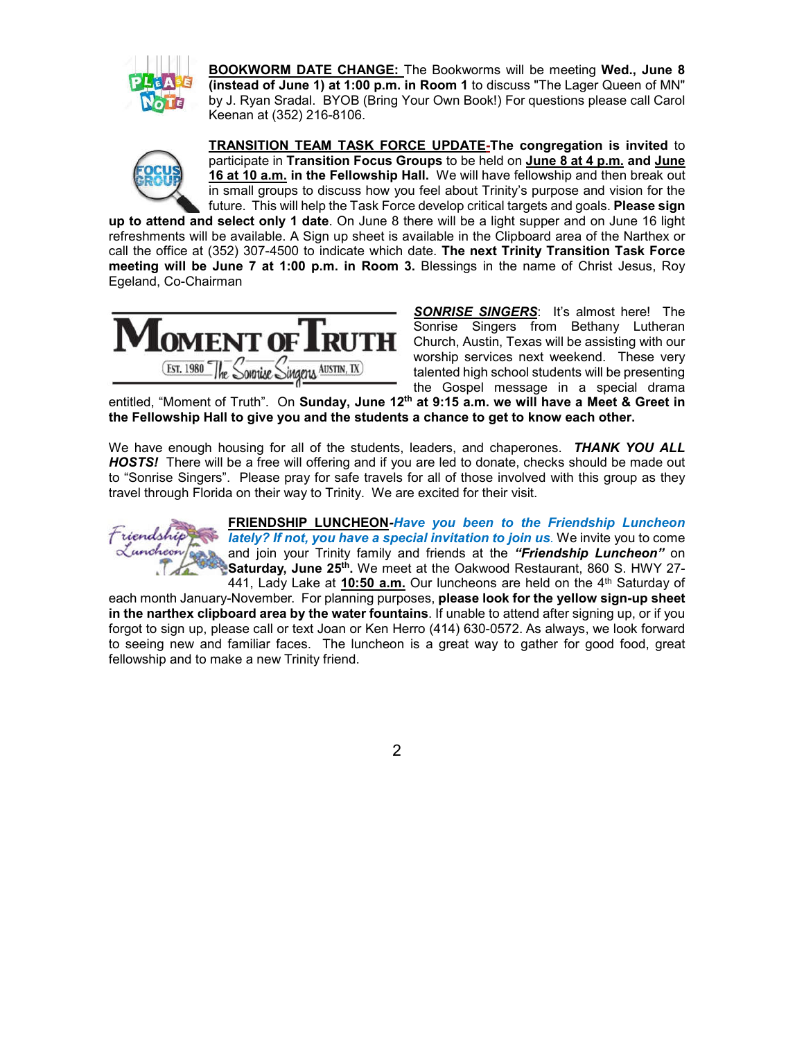**BOOKWORM DATE CHANGE:** The Bookworms will be meeting **Wed., June 8 (instead of June 1) at 1:00 p.m. in Room 1** to discuss "The Lager Queen of MN" by J. Ryan Sradal. BYOB (Bring Your Own Book!) For questions please call Carol Keenan at (352) 216-8106.

**TRANSITION TEAM TASK FORCE UPDATE-The congregation is invited** to participate in **Transition Focus Groups** to be held on **June 8 at 4 p.m.** and **June 16 at 10 a.m.** in the **Fellowship Hall.** We will have fellowship and then break out in small groups to discuss how you feel about Trinity's purpose and vision for the future. This will help the Task Force develop critical targets and goals. **Please sign up to attend and select only 1 date**. On June 8 there will be a light supper and on June 16 light refreshments will be available. A Sign up sheet is available in the Clipboard area of the Narthex or call the office at (352) 307-4500 to indicate which date. **The next Trinity Transition Task Force meeting will be June 7 at 1:00 p.m. in Room 3.** Blessings in the name of Christ Jesus, Roy Egeland, Co-Chairman

***SONRISE SINGERS***: It's almost here! The Sonrise Singers from Bethany Lutheran Church, Austin, Texas will be assisting with our worship services next weekend. These very talented high school students will be presenting the Gospel message in a special drama entitled, "Moment of Truth". On **Sunday, June 12th at 9:15 a.m. we will have a Meet & Greet in the Fellowship Hall to give you and the students a chance to get to know each other.**

We have enough housing for all of the students, leaders, and chaperones. ***THANK YOU ALL HOSTS!*** There will be a free will offering and if you are led to donate, checks should be made out to "Sonrise Singers". Please pray for safe travels for all of those involved with this group as they travel through Florida on their way to Trinity. We are excited for their visit.

**FRIENDSHIP LUNCHEON**-***Have you been to the Friendship Luncheon lately? If not, you have a special invitation to join us***. We invite you to come and join your Trinity family and friends at the ***"Friendship Luncheon"*** on **Saturday, June 25th.** We meet at the Oakwood Restaurant, 860 S. HWY 27-441, Lady Lake at **10:50 a.m.** Our luncheons are held on the 4th Saturday of each month January-November. For planning purposes, **please look for the yellow sign-up sheet in the narthex clipboard area by the water fountains**. If unable to attend after signing up, or if you forgot to sign up, please call or text Joan or Ken Herro (414) 630-0572. As always, we look forward to seeing new and familiar faces. The luncheon is a great way to gather for good food, great fellowship and to make a new Trinity friend.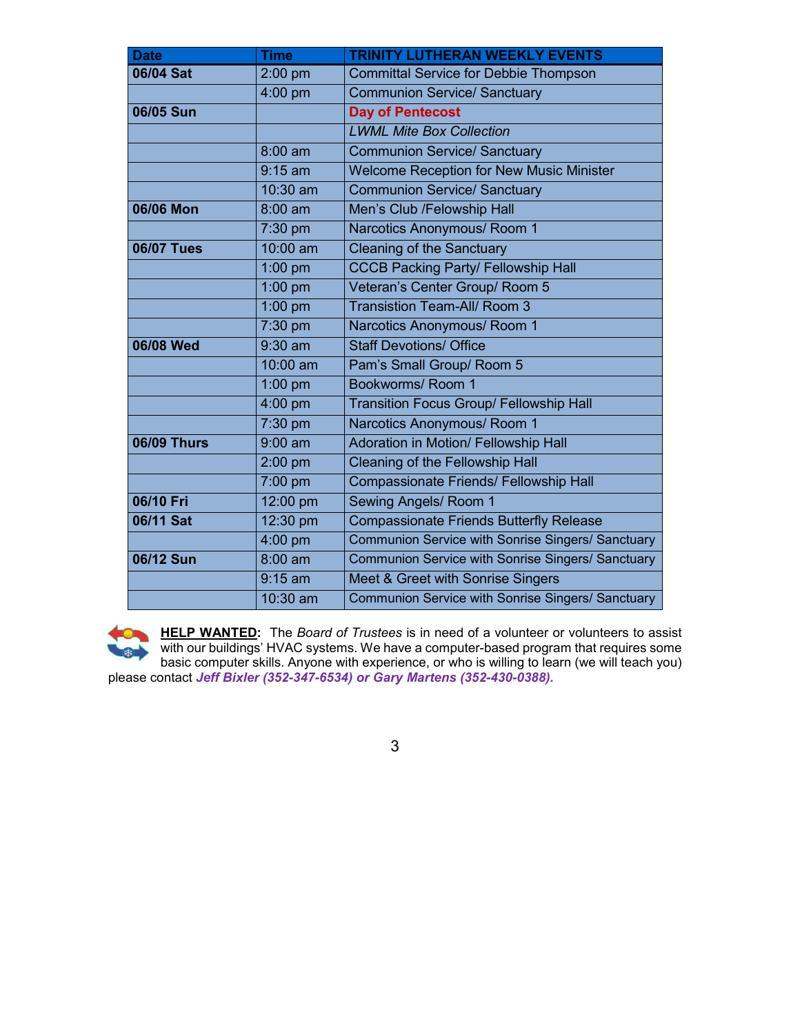| Date | Time | TRINITY LUTHERAN WEEKLY EVENTS |
|---|---|---|
| **06/04 Sat** | 2:00 pm | Committal Service for Debbie Thompson |
| | 4:00 pm | Communion Service/ Sanctuary |
| **06/05 Sun** | | **Day of Pentecost** |
| | | *LWML Mite Box Collection* |
| | 8:00 am | Communion Service/ Sanctuary |
| | 9:15 am | Welcome Reception for New Music Minister |
| | 10:30 am | Communion Service/ Sanctuary |
| **06/06 Mon** | 8:00 am | Men's Club /Felowship Hall |
| | 7:30 pm | Narcotics Anonymous/ Room 1 |
| **06/07 Tues** | 10:00 am | Cleaning of the Sanctuary |
| | 1:00 pm | CCCB Packing Party/ Fellowship Hall |
| | 1:00 pm | Veteran's Center Group/ Room 5 |
| | 1:00 pm | Transistion Team-All/ Room 3 |
| | 7:30 pm | Narcotics Anonymous/ Room 1 |
| **06/08 Wed** | 9:30 am | Staff Devotions/ Office |
| | 10:00 am | Pam's Small Group/ Room 5 |
| | 1:00 pm | Bookworms/ Room 1 |
| | 4:00 pm | Transition Focus Group/ Fellowship Hall |
| | 7:30 pm | Narcotics Anonymous/ Room 1 |
| **06/09 Thurs** | 9:00 am | Adoration in Motion/ Fellowship Hall |
| | 2:00 pm | Cleaning of the Fellowship Hall |
| | 7:00 pm | Compassionate Friends/ Fellowship Hall |
| **06/10 Fri** | 12:00 pm | Sewing Angels/ Room 1 |
| **06/11 Sat** | 12:30 pm | Compassionate Friends Butterfly Release |
| | 4:00 pm | Communion Service with Sonrise Singers/ Sanctuary |
| **06/12 Sun** | 8:00 am | Communion Service with Sonrise Singers/ Sanctuary |
| | 9:15 am | Meet & Greet with Sonrise Singers |
| | 10:30 am | Communion Service with Sonrise Singers/ Sanctuary |

**HELP WANTED:** The *Board of Trustees* is in need of a volunteer or volunteers to assist with our buildings' HVAC systems. We have a computer-based program that requires some basic computer skills. Anyone with experience, or who is willing to learn (we will teach you) please contact ***Jeff Bixler (352-347-6534) or Gary Martens (352-430-0388).***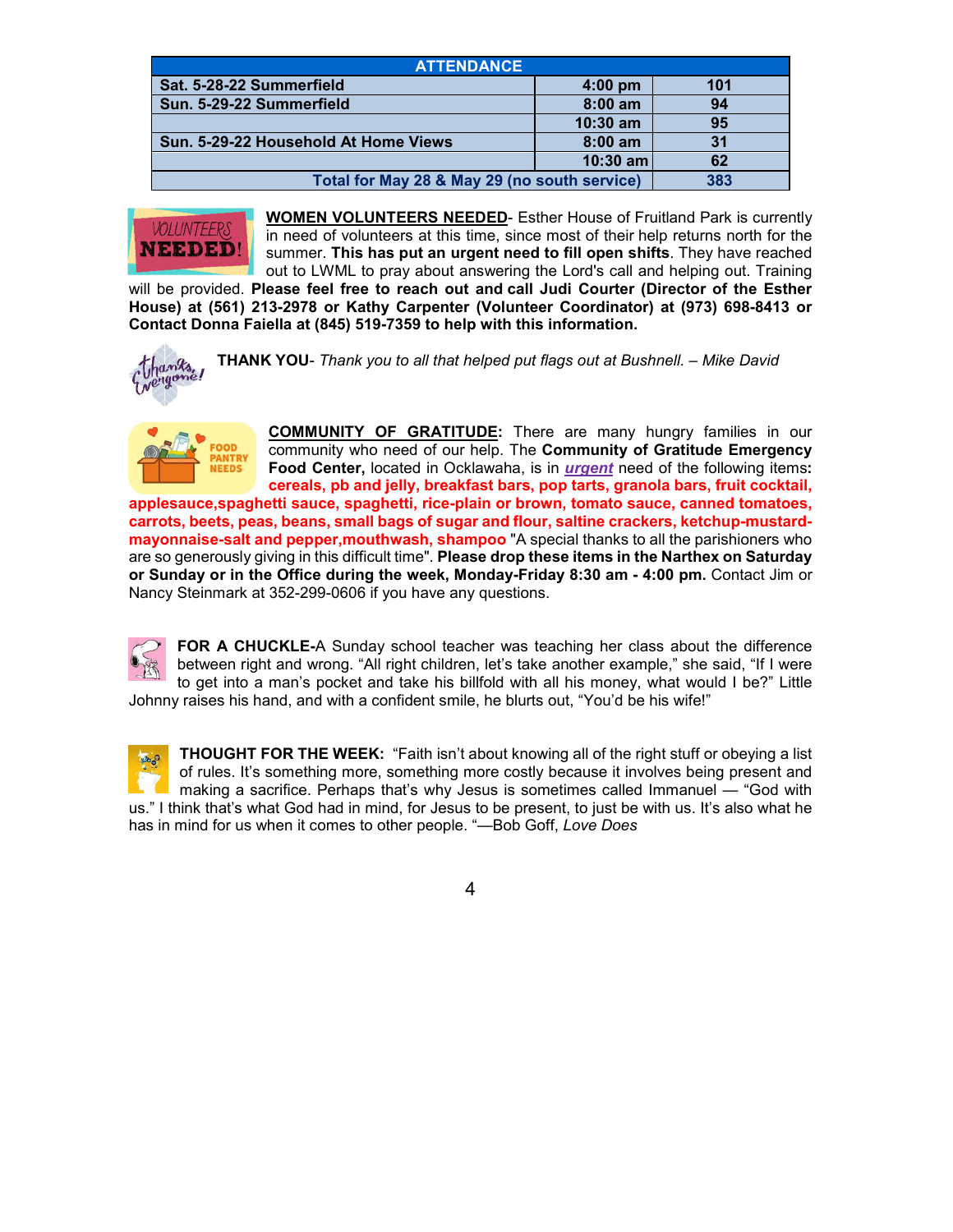| ATTENDANCE | | |
|---|---|---|
| Sat. 5-28-22 Summerfield | 4:00 pm | 101 |
| Sun. 5-29-22 Summerfield | 8:00 am | 94 |
| | 10:30 am | 95 |
| Sun. 5-29-22 Household At Home Views | 8:00 am | 31 |
| | 10:30 am | 62 |
| Total for May 28 & May 29 (no south service) | | 383 |

**WOMEN VOLUNTEERS NEEDED**- Esther House of Fruitland Park is currently in need of volunteers at this time, since most of their help returns north for the summer. **This has put an urgent need to fill open shifts**. They have reached out to LWML to pray about answering the Lord's call and helping out. Training will be provided. **Please feel free to reach out and call Judi Courter (Director of the Esther House) at (561) 213-2978 or Kathy Carpenter (Volunteer Coordinator) at (973) 698-8413 or Contact Donna Faiella at (845) 519-7359 to help with this information.**

**THANK YOU**- *Thank you to all that helped put flags out at Bushnell. – Mike David*

**COMMUNITY OF GRATITUDE:** There are many hungry families in our community who need of our help. The **Community of Gratitude Emergency Food Center,** located in Ocklawaha, is in ***urgent*** need of the following items**:** **cereals, pb and jelly, breakfast bars, pop tarts, granola bars, fruit cocktail, applesauce,spaghetti sauce, spaghetti, rice-plain or brown, tomato sauce, canned tomatoes, carrots, beets, peas, beans, small bags of sugar and flour, saltine crackers, ketchup-mustard-mayonnaise-salt and pepper,mouthwash, shampoo** "A special thanks to all the parishioners who are so generously giving in this difficult time". **Please drop these items in the Narthex on Saturday or Sunday or in the Office during the week, Monday-Friday 8:30 am - 4:00 pm.** Contact Jim or Nancy Steinmark at 352-299-0606 if you have any questions.

**FOR A CHUCKLE-**A Sunday school teacher was teaching her class about the difference between right and wrong. “All right children, let’s take another example,” she said, “If I were to get into a man’s pocket and take his billfold with all his money, what would I be?” Little Johnny raises his hand, and with a confident smile, he blurts out, “You’d be his wife!”

**THOUGHT FOR THE WEEK:** “Faith isn’t about knowing all of the right stuff or obeying a list of rules. It’s something more, something more costly because it involves being present and making a sacrifice. Perhaps that’s why Jesus is sometimes called Immanuel — “God with us.” I think that’s what God had in mind, for Jesus to be present, to just be with us. It’s also what he has in mind for us when it comes to other people. “—Bob Goff, *Love Does*